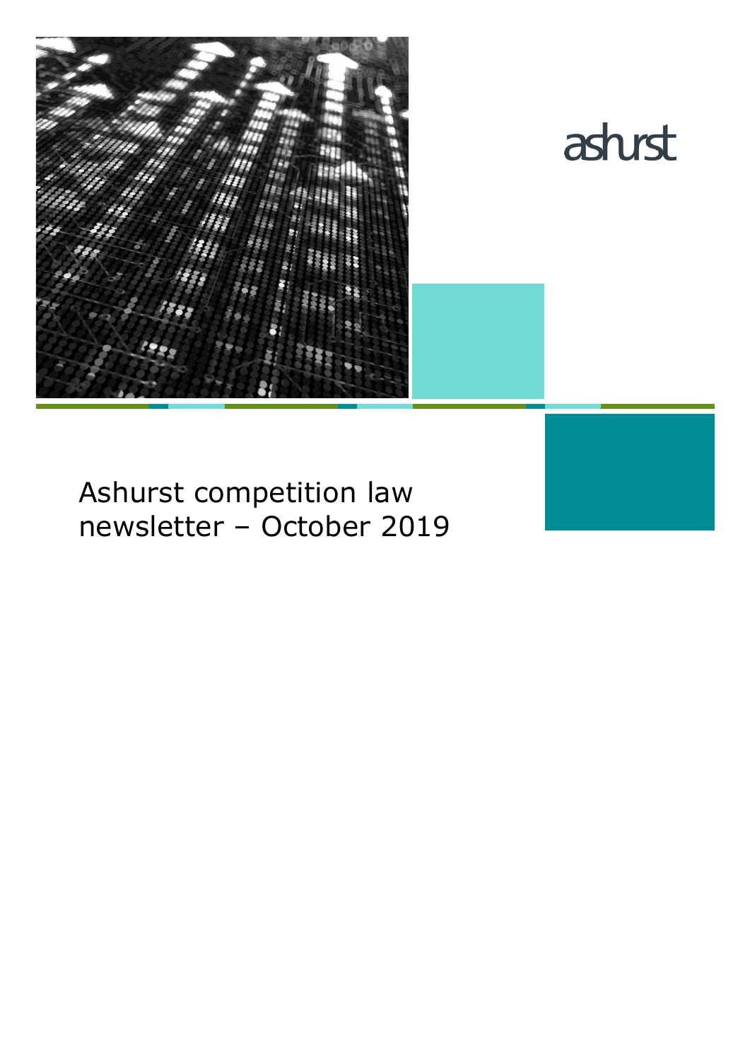ashurst

# Ashurst competition law newsletter – October 2019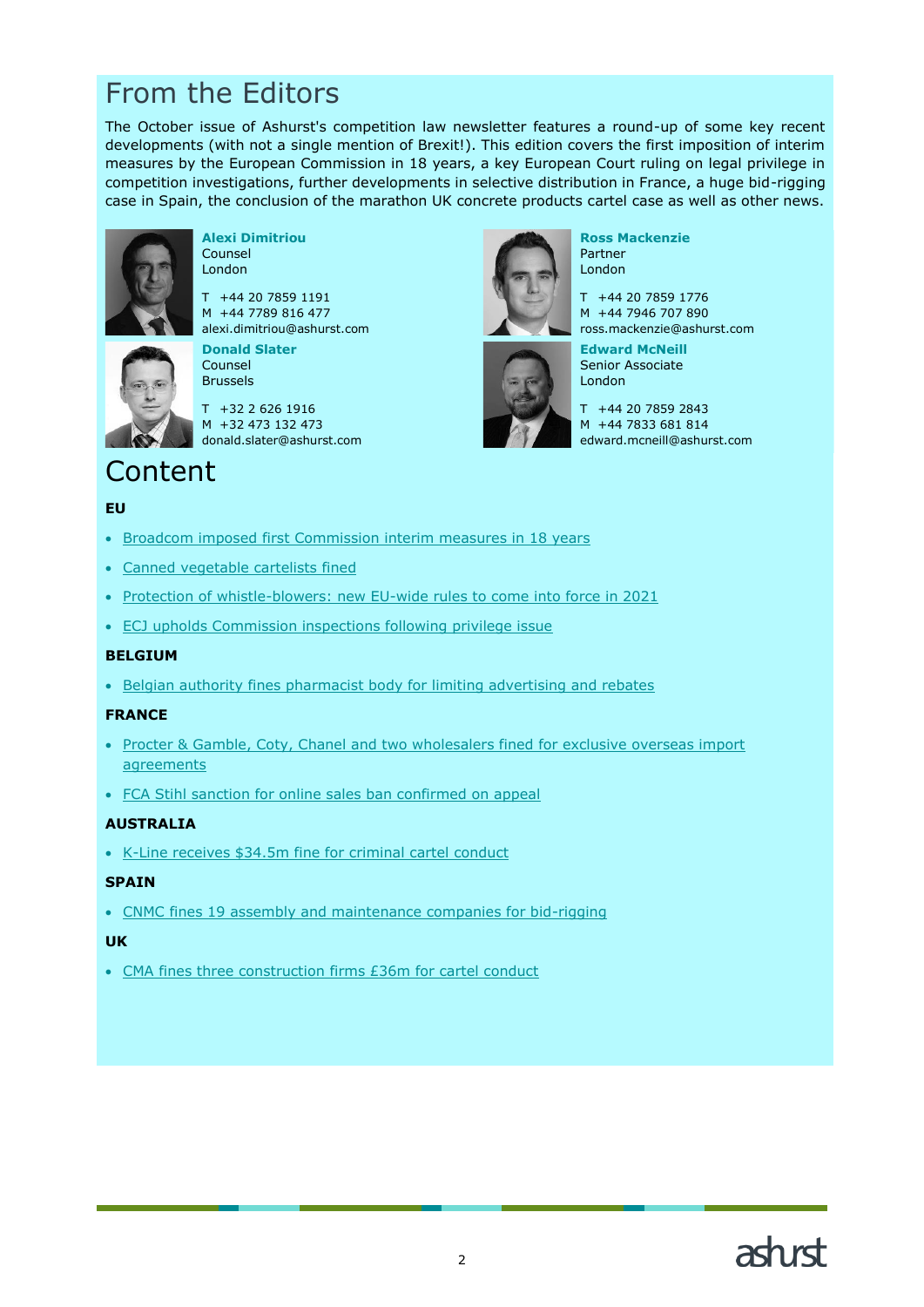# From the Editors

The October issue of Ashurst's competition law newsletter features a round-up of some key recent developments (with not a single mention of Brexit!). This edition covers the first imposition of interim measures by the European Commission in 18 years, a key European Court ruling on legal privilege in competition investigations, further developments in selective distribution in France, a huge bid-rigging case in Spain, the conclusion of the marathon UK concrete products cartel case as well as other news.

**Alexi Dimitriou**
Counsel
London

T +44 20 7859 1191
M +44 7789 816 477
alexi.dimitriou@ashurst.com

**Donald Slater**
Counsel
Brussels

T +32 2 626 1916
M +32 473 132 473
donald.slater@ashurst.com

**Ross Mackenzie**
Partner
London

T +44 20 7859 1776
M +44 7946 707 890
ross.mackenzie@ashurst.com

**Edward McNeill**
Senior Associate
London

T +44 20 7859 2843
M +44 7833 681 814
edward.mcneill@ashurst.com

# Content

**EU**

- Broadcom imposed first Commission interim measures in 18 years
- Canned vegetable cartelists fined
- Protection of whistle-blowers: new EU-wide rules to come into force in 2021
- ECJ upholds Commission inspections following privilege issue

**BELGIUM**

- Belgian authority fines pharmacist body for limiting advertising and rebates

**FRANCE**

- Procter & Gamble, Coty, Chanel and two wholesalers fined for exclusive overseas import agreements
- FCA Stihl sanction for online sales ban confirmed on appeal

**AUSTRALIA**

- K-Line receives $34.5m fine for criminal cartel conduct

**SPAIN**

- CNMC fines 19 assembly and maintenance companies for bid-rigging

**UK**

- CMA fines three construction firms £36m for cartel conduct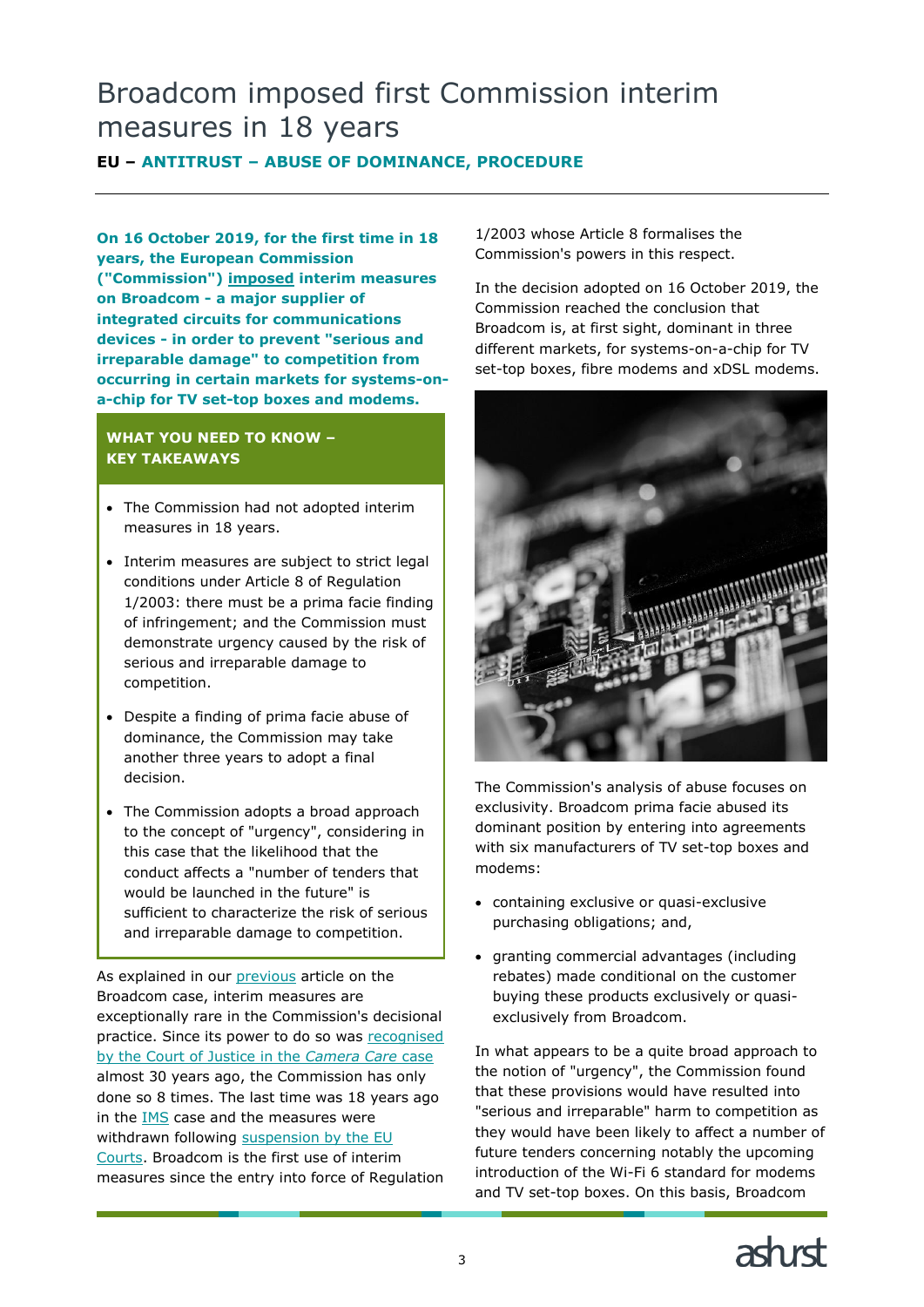# Broadcom imposed first Commission interim measures in 18 years

**EU – ANTITRUST – ABUSE OF DOMINANCE, PROCEDURE**

**On 16 October 2019, for the first time in 18 years, the European Commission ("Commission") imposed interim measures on Broadcom - a major supplier of integrated circuits for communications devices - in order to prevent "serious and irreparable damage" to competition from occurring in certain markets for systems-on-a-chip for TV set-top boxes and modems.**

**WHAT YOU NEED TO KNOW – KEY TAKEAWAYS**

- The Commission had not adopted interim measures in 18 years.
- Interim measures are subject to strict legal conditions under Article 8 of Regulation 1/2003: there must be a prima facie finding of infringement; and the Commission must demonstrate urgency caused by the risk of serious and irreparable damage to competition.
- Despite a finding of prima facie abuse of dominance, the Commission may take another three years to adopt a final decision.
- The Commission adopts a broad approach to the concept of "urgency", considering in this case that the likelihood that the conduct affects a "number of tenders that would be launched in the future" is sufficient to characterize the risk of serious and irreparable damage to competition.

As explained in our previous article on the Broadcom case, interim measures are exceptionally rare in the Commission's decisional practice. Since its power to do so was recognised by the Court of Justice in the *Camera Care* case almost 30 years ago, the Commission has only done so 8 times. The last time was 18 years ago in the IMS case and the measures were withdrawn following suspension by the EU Courts. Broadcom is the first use of interim measures since the entry into force of Regulation 1/2003 whose Article 8 formalises the Commission's powers in this respect.

In the decision adopted on 16 October 2019, the Commission reached the conclusion that Broadcom is, at first sight, dominant in three different markets, for systems-on-a-chip for TV set-top boxes, fibre modems and xDSL modems.

The Commission's analysis of abuse focuses on exclusivity. Broadcom prima facie abused its dominant position by entering into agreements with six manufacturers of TV set-top boxes and modems:

- containing exclusive or quasi-exclusive purchasing obligations; and,
- granting commercial advantages (including rebates) made conditional on the customer buying these products exclusively or quasi-exclusively from Broadcom.

In what appears to be a quite broad approach to the notion of "urgency", the Commission found that these provisions would have resulted into "serious and irreparable" harm to competition as they would have been likely to affect a number of future tenders concerning notably the upcoming introduction of the Wi-Fi 6 standard for modems and TV set-top boxes. On this basis, Broadcom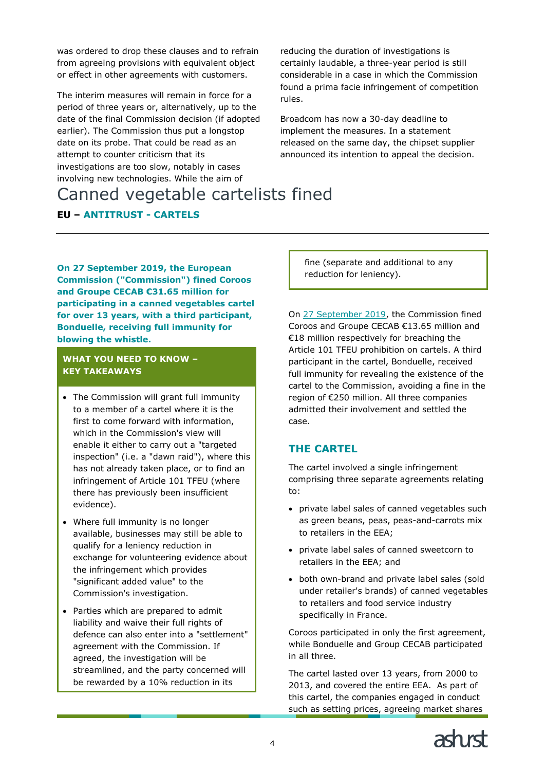was ordered to drop these clauses and to refrain from agreeing provisions with equivalent object or effect in other agreements with customers.

The interim measures will remain in force for a period of three years or, alternatively, up to the date of the final Commission decision (if adopted earlier). The Commission thus put a longstop date on its probe. That could be read as an attempt to counter criticism that its investigations are too slow, notably in cases involving new technologies. While the aim of reducing the duration of investigations is certainly laudable, a three-year period is still considerable in a case in which the Commission found a prima facie infringement of competition rules.

Broadcom has now a 30-day deadline to implement the measures. In a statement released on the same day, the chipset supplier announced its intention to appeal the decision.

# Canned vegetable cartelists fined

**EU – ANTITRUST - CARTELS**

**On 27 September 2019, the European Commission ("Commission") fined Coroos and Groupe CECAB €31.65 million for participating in a canned vegetables cartel for over 13 years, with a third participant, Bonduelle, receiving full immunity for blowing the whistle.**

**WHAT YOU NEED TO KNOW – KEY TAKEAWAYS**

- The Commission will grant full immunity to a member of a cartel where it is the first to come forward with information, which in the Commission's view will enable it either to carry out a "targeted inspection" (i.e. a "dawn raid"), where this has not already taken place, or to find an infringement of Article 101 TFEU (where there has previously been insufficient evidence).
- Where full immunity is no longer available, businesses may still be able to qualify for a leniency reduction in exchange for volunteering evidence about the infringement which provides "significant added value" to the Commission's investigation.
- Parties which are prepared to admit liability and waive their full rights of defence can also enter into a "settlement" agreement with the Commission. If agreed, the investigation will be streamlined, and the party concerned will be rewarded by a 10% reduction in its fine (separate and additional to any reduction for leniency).

On 27 September 2019, the Commission fined Coroos and Groupe CECAB €13.65 million and €18 million respectively for breaching the Article 101 TFEU prohibition on cartels. A third participant in the cartel, Bonduelle, received full immunity for revealing the existence of the cartel to the Commission, avoiding a fine in the region of €250 million. All three companies admitted their involvement and settled the case.

## THE CARTEL

The cartel involved a single infringement comprising three separate agreements relating to:

- private label sales of canned vegetables such as green beans, peas, peas-and-carrots mix to retailers in the EEA;
- private label sales of canned sweetcorn to retailers in the EEA; and
- both own-brand and private label sales (sold under retailer's brands) of canned vegetables to retailers and food service industry specifically in France.

Coroos participated in only the first agreement, while Bonduelle and Group CECAB participated in all three.

The cartel lasted over 13 years, from 2000 to 2013, and covered the entire EEA. As part of this cartel, the companies engaged in conduct such as setting prices, agreeing market shares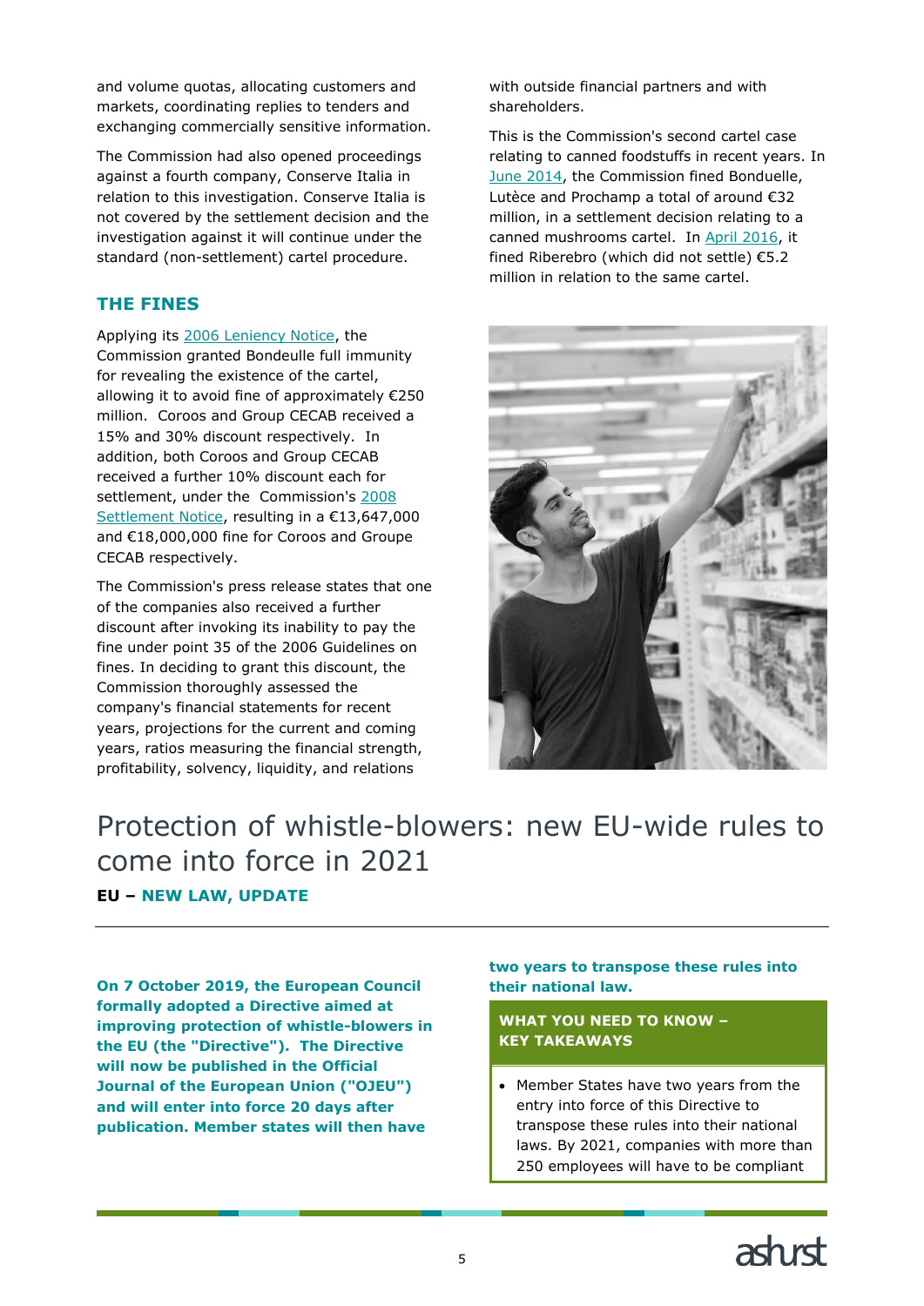and volume quotas, allocating customers and markets, coordinating replies to tenders and exchanging commercially sensitive information.

The Commission had also opened proceedings against a fourth company, Conserve Italia in relation to this investigation. Conserve Italia is not covered by the settlement decision and the investigation against it will continue under the standard (non-settlement) cartel procedure.

### THE FINES

Applying its 2006 Leniency Notice, the Commission granted Bondeulle full immunity for revealing the existence of the cartel, allowing it to avoid fine of approximately €250 million. Coroos and Group CECAB received a 15% and 30% discount respectively. In addition, both Coroos and Group CECAB received a further 10% discount each for settlement, under the Commission's 2008 Settlement Notice, resulting in a €13,647,000 and €18,000,000 fine for Coroos and Groupe CECAB respectively.

The Commission's press release states that one of the companies also received a further discount after invoking its inability to pay the fine under point 35 of the 2006 Guidelines on fines. In deciding to grant this discount, the Commission thoroughly assessed the company's financial statements for recent years, projections for the current and coming years, ratios measuring the financial strength, profitability, solvency, liquidity, and relations with outside financial partners and with shareholders.

This is the Commission's second cartel case relating to canned foodstuffs in recent years. In June 2014, the Commission fined Bonduelle, Lutèce and Prochamp a total of around €32 million, in a settlement decision relating to a canned mushrooms cartel. In April 2016, it fined Riberebro (which did not settle) €5.2 million in relation to the same cartel.

# Protection of whistle-blowers: new EU-wide rules to come into force in 2021

**EU – NEW LAW, UPDATE**

**On 7 October 2019, the European Council formally adopted a Directive aimed at improving protection of whistle-blowers in the EU (the "Directive"). The Directive will now be published in the Official Journal of the European Union ("OJEU") and will enter into force 20 days after publication. Member states will then have two years to transpose these rules into their national law.**

**WHAT YOU NEED TO KNOW – KEY TAKEAWAYS**

- Member States have two years from the entry into force of this Directive to transpose these rules into their national laws. By 2021, companies with more than 250 employees will have to be compliant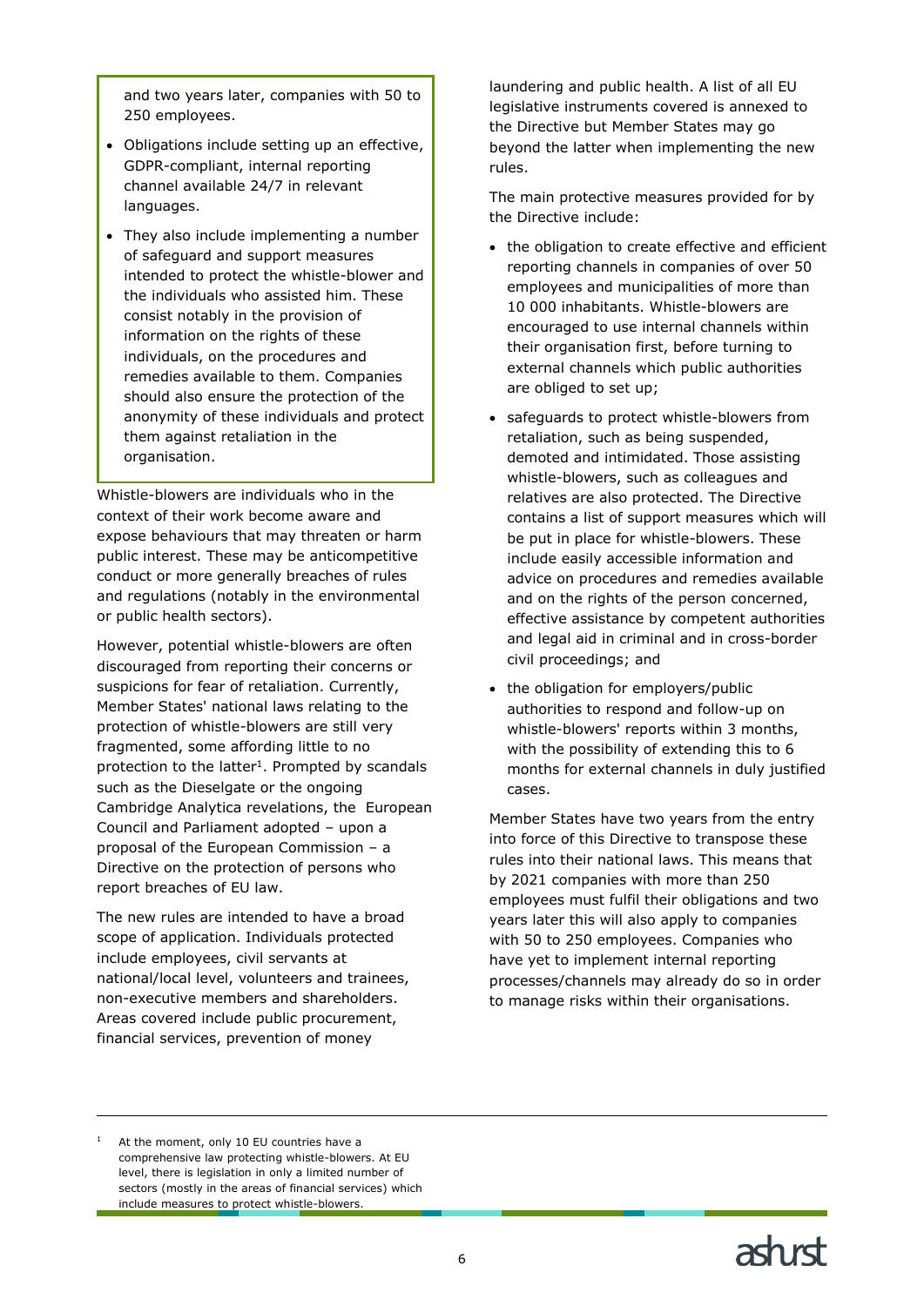and two years later, companies with 50 to 250 employees.

- Obligations include setting up an effective, GDPR-compliant, internal reporting channel available 24/7 in relevant languages.
- They also include implementing a number of safeguard and support measures intended to protect the whistle-blower and the individuals who assisted him. These consist notably in the provision of information on the rights of these individuals, on the procedures and remedies available to them. Companies should also ensure the protection of the anonymity of these individuals and protect them against retaliation in the organisation.

Whistle-blowers are individuals who in the context of their work become aware and expose behaviours that may threaten or harm public interest. These may be anticompetitive conduct or more generally breaches of rules and regulations (notably in the environmental or public health sectors).

However, potential whistle-blowers are often discouraged from reporting their concerns or suspicions for fear of retaliation. Currently, Member States' national laws relating to the protection of whistle-blowers are still very fragmented, some affording little to no protection to the latter[1]. Prompted by scandals such as the Dieselgate or the ongoing Cambridge Analytica revelations, the European Council and Parliament adopted – upon a proposal of the European Commission – a Directive on the protection of persons who report breaches of EU law.

The new rules are intended to have a broad scope of application. Individuals protected include employees, civil servants at national/local level, volunteers and trainees, non-executive members and shareholders. Areas covered include public procurement, financial services, prevention of money laundering and public health. A list of all EU legislative instruments covered is annexed to the Directive but Member States may go beyond the latter when implementing the new rules.

The main protective measures provided for by the Directive include:

- the obligation to create effective and efficient reporting channels in companies of over 50 employees and municipalities of more than 10 000 inhabitants. Whistle-blowers are encouraged to use internal channels within their organisation first, before turning to external channels which public authorities are obliged to set up;
- safeguards to protect whistle-blowers from retaliation, such as being suspended, demoted and intimidated. Those assisting whistle-blowers, such as colleagues and relatives are also protected. The Directive contains a list of support measures which will be put in place for whistle-blowers. These include easily accessible information and advice on procedures and remedies available and on the rights of the person concerned, effective assistance by competent authorities and legal aid in criminal and in cross-border civil proceedings; and
- the obligation for employers/public authorities to respond and follow-up on whistle-blowers' reports within 3 months, with the possibility of extending this to 6 months for external channels in duly justified cases.

Member States have two years from the entry into force of this Directive to transpose these rules into their national laws. This means that by 2021 companies with more than 250 employees must fulfil their obligations and two years later this will also apply to companies with 50 to 250 employees. Companies who have yet to implement internal reporting processes/channels may already do so in order to manage risks within their organisations.

---

[1] At the moment, only 10 EU countries have a comprehensive law protecting whistle-blowers. At EU level, there is legislation in only a limited number of sectors (mostly in the areas of financial services) which include measures to protect whistle-blowers.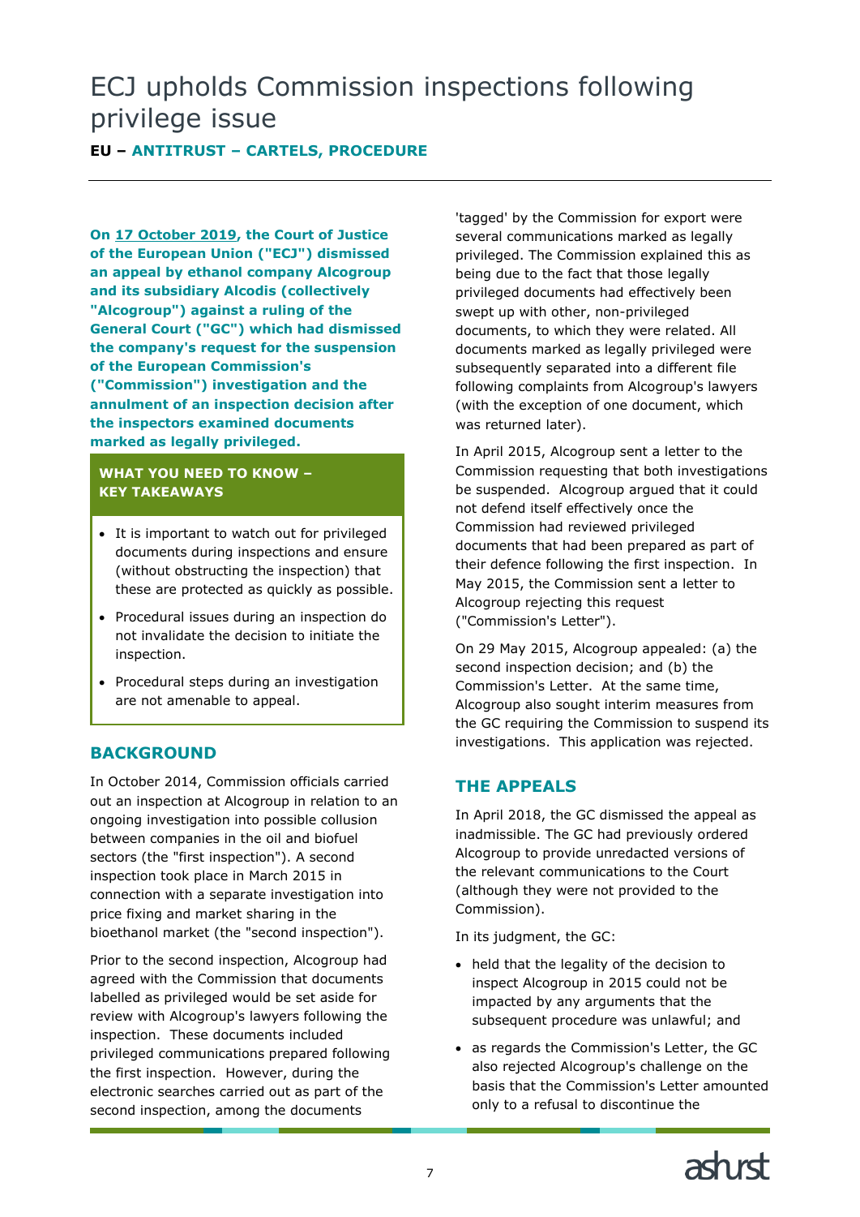# ECJ upholds Commission inspections following privilege issue

**EU – ANTITRUST – CARTELS, PROCEDURE**

**On 17 October 2019, the Court of Justice of the European Union ("ECJ") dismissed an appeal by ethanol company Alcogroup and its subsidiary Alcodis (collectively "Alcogroup") against a ruling of the General Court ("GC") which had dismissed the company's request for the suspension of the European Commission's ("Commission") investigation and the annulment of an inspection decision after the inspectors examined documents marked as legally privileged.**

**WHAT YOU NEED TO KNOW – KEY TAKEAWAYS**

- It is important to watch out for privileged documents during inspections and ensure (without obstructing the inspection) that these are protected as quickly as possible.
- Procedural issues during an inspection do not invalidate the decision to initiate the inspection.
- Procedural steps during an investigation are not amenable to appeal.

## BACKGROUND

In October 2014, Commission officials carried out an inspection at Alcogroup in relation to an ongoing investigation into possible collusion between companies in the oil and biofuel sectors (the "first inspection"). A second inspection took place in March 2015 in connection with a separate investigation into price fixing and market sharing in the bioethanol market (the "second inspection").

Prior to the second inspection, Alcogroup had agreed with the Commission that documents labelled as privileged would be set aside for review with Alcogroup's lawyers following the inspection. These documents included privileged communications prepared following the first inspection. However, during the electronic searches carried out as part of the second inspection, among the documents 'tagged' by the Commission for export were several communications marked as legally privileged. The Commission explained this as being due to the fact that those legally privileged documents had effectively been swept up with other, non-privileged documents, to which they were related. All documents marked as legally privileged were subsequently separated into a different file following complaints from Alcogroup's lawyers (with the exception of one document, which was returned later).

In April 2015, Alcogroup sent a letter to the Commission requesting that both investigations be suspended. Alcogroup argued that it could not defend itself effectively once the Commission had reviewed privileged documents that had been prepared as part of their defence following the first inspection. In May 2015, the Commission sent a letter to Alcogroup rejecting this request ("Commission's Letter").

On 29 May 2015, Alcogroup appealed: (a) the second inspection decision; and (b) the Commission's Letter. At the same time, Alcogroup also sought interim measures from the GC requiring the Commission to suspend its investigations. This application was rejected.

## THE APPEALS

In April 2018, the GC dismissed the appeal as inadmissible. The GC had previously ordered Alcogroup to provide unredacted versions of the relevant communications to the Court (although they were not provided to the Commission).

In its judgment, the GC:

- held that the legality of the decision to inspect Alcogroup in 2015 could not be impacted by any arguments that the subsequent procedure was unlawful; and
- as regards the Commission's Letter, the GC also rejected Alcogroup's challenge on the basis that the Commission's Letter amounted only to a refusal to discontinue the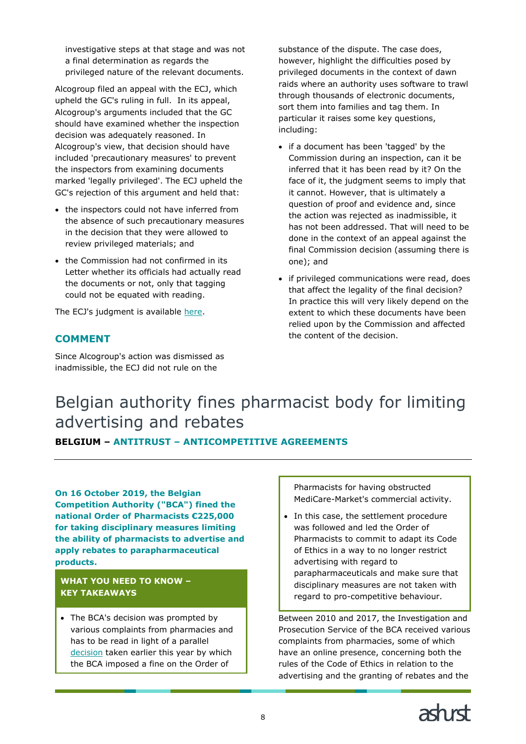investigative steps at that stage and was not a final determination as regards the privileged nature of the relevant documents.

Alcogroup filed an appeal with the ECJ, which upheld the GC's ruling in full. In its appeal, Alcogroup's arguments included that the GC should have examined whether the inspection decision was adequately reasoned. In Alcogroup's view, that decision should have included 'precautionary measures' to prevent the inspectors from examining documents marked 'legally privileged'. The ECJ upheld the GC's rejection of this argument and held that:

- the inspectors could not have inferred from the absence of such precautionary measures in the decision that they were allowed to review privileged materials; and
- the Commission had not confirmed in its Letter whether its officials had actually read the documents or not, only that tagging could not be equated with reading.

The ECJ's judgment is available here.

## COMMENT

Since Alcogroup's action was dismissed as inadmissible, the ECJ did not rule on the substance of the dispute. The case does, however, highlight the difficulties posed by privileged documents in the context of dawn raids where an authority uses software to trawl through thousands of electronic documents, sort them into families and tag them. In particular it raises some key questions, including:

- if a document has been 'tagged' by the Commission during an inspection, can it be inferred that it has been read by it? On the face of it, the judgment seems to imply that it cannot. However, that is ultimately a question of proof and evidence and, since the action was rejected as inadmissible, it has not been addressed. That will need to be done in the context of an appeal against the final Commission decision (assuming there is one); and
- if privileged communications were read, does that affect the legality of the final decision? In practice this will very likely depend on the extent to which these documents have been relied upon by the Commission and affected the content of the decision.

# Belgian authority fines pharmacist body for limiting advertising and rebates

**BELGIUM – ANTITRUST – ANTICOMPETITIVE AGREEMENTS**

**On 16 October 2019, the Belgian Competition Authority ("BCA") fined the national Order of Pharmacists €225,000 for taking disciplinary measures limiting the ability of pharmacists to advertise and apply rebates to parapharmaceutical products.**

**WHAT YOU NEED TO KNOW – KEY TAKEAWAYS**

- The BCA's decision was prompted by various complaints from pharmacies and has to be read in light of a parallel decision taken earlier this year by which the BCA imposed a fine on the Order of Pharmacists for having obstructed MediCare-Market's commercial activity.
- In this case, the settlement procedure was followed and led the Order of Pharmacists to commit to adapt its Code of Ethics in a way to no longer restrict advertising with regard to parapharmaceuticals and make sure that disciplinary measures are not taken with regard to pro-competitive behaviour.

Between 2010 and 2017, the Investigation and Prosecution Service of the BCA received various complaints from pharmacies, some of which have an online presence, concerning both the rules of the Code of Ethics in relation to the advertising and the granting of rebates and the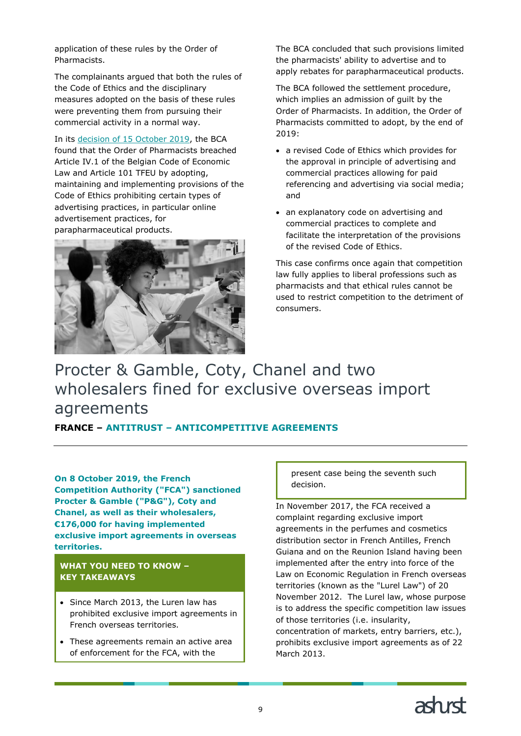application of these rules by the Order of Pharmacists.

The complainants argued that both the rules of the Code of Ethics and the disciplinary measures adopted on the basis of these rules were preventing them from pursuing their commercial activity in a normal way.

In its [decision of 15 October 2019](), the BCA found that the Order of Pharmacists breached Article IV.1 of the Belgian Code of Economic Law and Article 101 TFEU by adopting, maintaining and implementing provisions of the Code of Ethics prohibiting certain types of advertising practices, in particular online advertisement practices, for parapharmaceutical products.

The BCA concluded that such provisions limited the pharmacists' ability to advertise and to apply rebates for parapharmaceutical products.

The BCA followed the settlement procedure, which implies an admission of guilt by the Order of Pharmacists. In addition, the Order of Pharmacists committed to adopt, by the end of 2019:

- a revised Code of Ethics which provides for the approval in principle of advertising and commercial practices allowing for paid referencing and advertising via social media; and
- an explanatory code on advertising and commercial practices to complete and facilitate the interpretation of the provisions of the revised Code of Ethics.

This case confirms once again that competition law fully applies to liberal professions such as pharmacists and that ethical rules cannot be used to restrict competition to the detriment of consumers.

# Procter & Gamble, Coty, Chanel and two wholesalers fined for exclusive overseas import agreements

**FRANCE – ANTITRUST – ANTICOMPETITIVE AGREEMENTS**

**On 8 October 2019, the French Competition Authority ("FCA") sanctioned Procter & Gamble ("P&G"), Coty and Chanel, as well as their wholesalers, €176,000 for having implemented exclusive import agreements in overseas territories.**

**WHAT YOU NEED TO KNOW – KEY TAKEAWAYS**

- Since March 2013, the Luren law has prohibited exclusive import agreements in French overseas territories.
- These agreements remain an active area of enforcement for the FCA, with the present case being the seventh such decision.

In November 2017, the FCA received a complaint regarding exclusive import agreements in the perfumes and cosmetics distribution sector in French Antilles, French Guiana and on the Reunion Island having been implemented after the entry into force of the Law on Economic Regulation in French overseas territories (known as the "Lurel Law") of 20 November 2012. The Lurel law, whose purpose is to address the specific competition law issues of those territories (i.e. insularity, concentration of markets, entry barriers, etc.), prohibits exclusive import agreements as of 22 March 2013.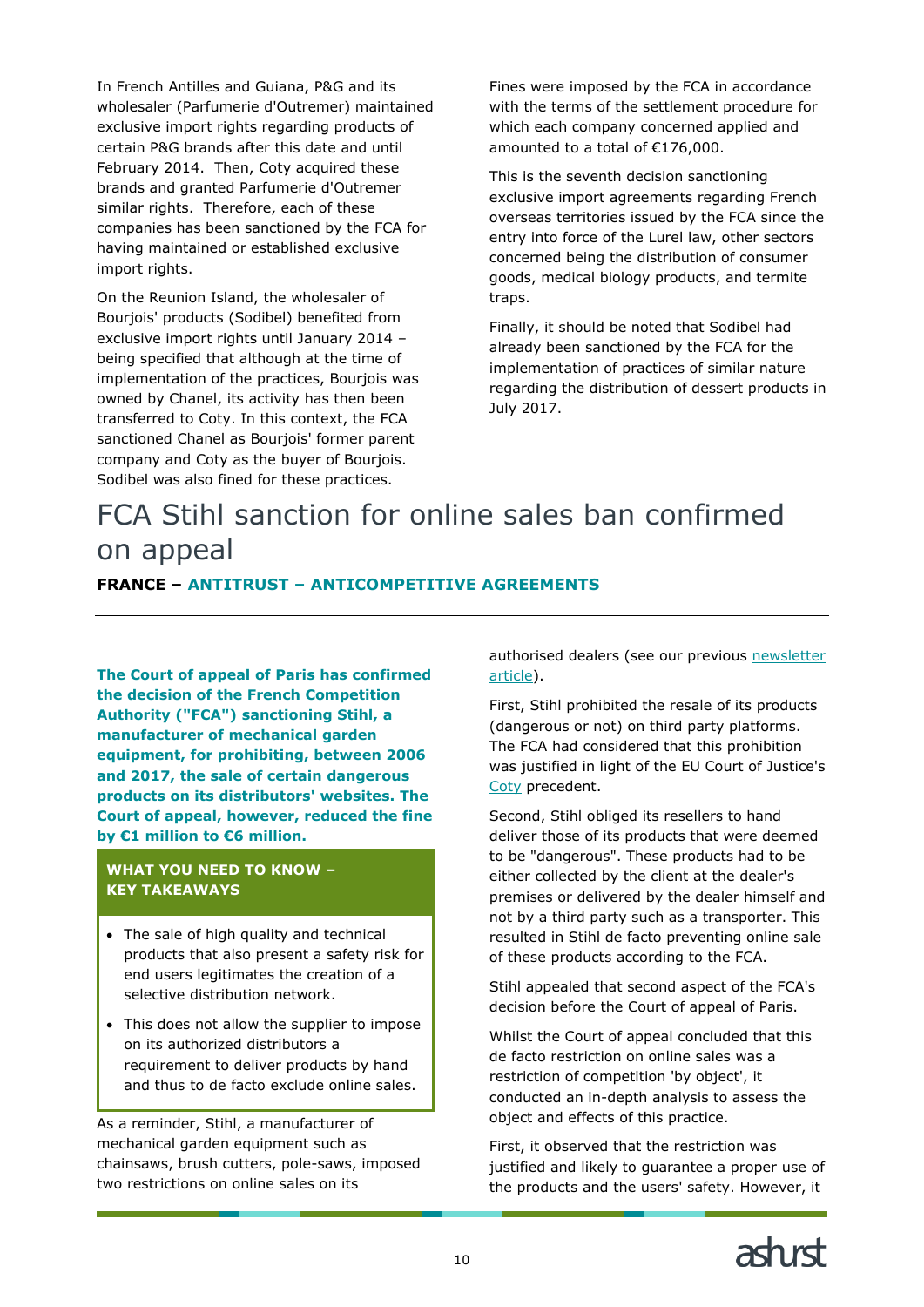In French Antilles and Guiana, P&G and its wholesaler (Parfumerie d'Outremer) maintained exclusive import rights regarding products of certain P&G brands after this date and until February 2014. Then, Coty acquired these brands and granted Parfumerie d'Outremer similar rights. Therefore, each of these companies has been sanctioned by the FCA for having maintained or established exclusive import rights.

On the Reunion Island, the wholesaler of Bourjois' products (Sodibel) benefited from exclusive import rights until January 2014 – being specified that although at the time of implementation of the practices, Bourjois was owned by Chanel, its activity has then been transferred to Coty. In this context, the FCA sanctioned Chanel as Bourjois' former parent company and Coty as the buyer of Bourjois. Sodibel was also fined for these practices.

Fines were imposed by the FCA in accordance with the terms of the settlement procedure for which each company concerned applied and amounted to a total of €176,000.

This is the seventh decision sanctioning exclusive import agreements regarding French overseas territories issued by the FCA since the entry into force of the Lurel law, other sectors concerned being the distribution of consumer goods, medical biology products, and termite traps.

Finally, it should be noted that Sodibel had already been sanctioned by the FCA for the implementation of practices of similar nature regarding the distribution of dessert products in July 2017.

# FCA Stihl sanction for online sales ban confirmed on appeal

**FRANCE – ANTITRUST – ANTICOMPETITIVE AGREEMENTS**

**The Court of appeal of Paris has confirmed the decision of the French Competition Authority ("FCA") sanctioning Stihl, a manufacturer of mechanical garden equipment, for prohibiting, between 2006 and 2017, the sale of certain dangerous products on its distributors' websites. The Court of appeal, however, reduced the fine by €1 million to €6 million.**

**WHAT YOU NEED TO KNOW – KEY TAKEAWAYS**

- The sale of high quality and technical products that also present a safety risk for end users legitimates the creation of a selective distribution network.
- This does not allow the supplier to impose on its authorized distributors a requirement to deliver products by hand and thus to de facto exclude online sales.

As a reminder, Stihl, a manufacturer of mechanical garden equipment such as chainsaws, brush cutters, pole-saws, imposed two restrictions on online sales on its authorised dealers (see our previous newsletter article).

First, Stihl prohibited the resale of its products (dangerous or not) on third party platforms. The FCA had considered that this prohibition was justified in light of the EU Court of Justice's Coty precedent.

Second, Stihl obliged its resellers to hand deliver those of its products that were deemed to be "dangerous". These products had to be either collected by the client at the dealer's premises or delivered by the dealer himself and not by a third party such as a transporter. This resulted in Stihl de facto preventing online sale of these products according to the FCA.

Stihl appealed that second aspect of the FCA's decision before the Court of appeal of Paris.

Whilst the Court of appeal concluded that this de facto restriction on online sales was a restriction of competition 'by object', it conducted an in-depth analysis to assess the object and effects of this practice.

First, it observed that the restriction was justified and likely to guarantee a proper use of the products and the users' safety. However, it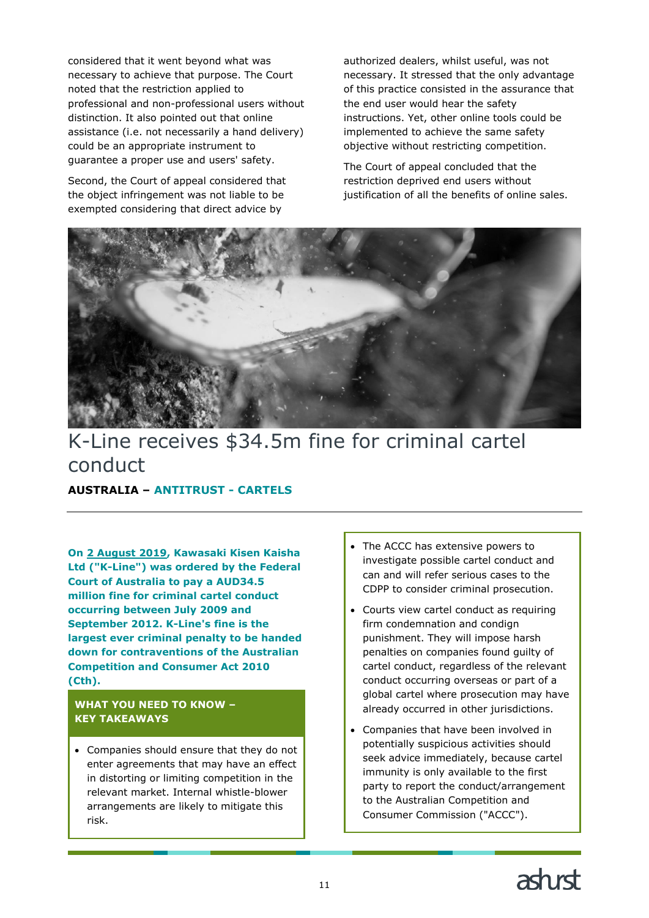considered that it went beyond what was necessary to achieve that purpose. The Court noted that the restriction applied to professional and non-professional users without distinction. It also pointed out that online assistance (i.e. not necessarily a hand delivery) could be an appropriate instrument to guarantee a proper use and users' safety.

Second, the Court of appeal considered that the object infringement was not liable to be exempted considering that direct advice by authorized dealers, whilst useful, was not necessary. It stressed that the only advantage of this practice consisted in the assurance that the end user would hear the safety instructions. Yet, other online tools could be implemented to achieve the same safety objective without restricting competition.

The Court of appeal concluded that the restriction deprived end users without justification of all the benefits of online sales.

# K-Line receives $34.5m fine for criminal cartel conduct

**AUSTRALIA – ANTITRUST - CARTELS**

**On 2 August 2019, Kawasaki Kisen Kaisha Ltd ("K-Line") was ordered by the Federal Court of Australia to pay a AUD34.5 million fine for criminal cartel conduct occurring between July 2009 and September 2012. K-Line's fine is the largest ever criminal penalty to be handed down for contraventions of the Australian Competition and Consumer Act 2010 (Cth).**

**WHAT YOU NEED TO KNOW – KEY TAKEAWAYS**

- Companies should ensure that they do not enter agreements that may have an effect in distorting or limiting competition in the relevant market. Internal whistle-blower arrangements are likely to mitigate this risk.
- The ACCC has extensive powers to investigate possible cartel conduct and can and will refer serious cases to the CDPP to consider criminal prosecution.
- Courts view cartel conduct as requiring firm condemnation and condign punishment. They will impose harsh penalties on companies found guilty of cartel conduct, regardless of the relevant conduct occurring overseas or part of a global cartel where prosecution may have already occurred in other jurisdictions.
- Companies that have been involved in potentially suspicious activities should seek advice immediately, because cartel immunity is only available to the first party to report the conduct/arrangement to the Australian Competition and Consumer Commission ("ACCC").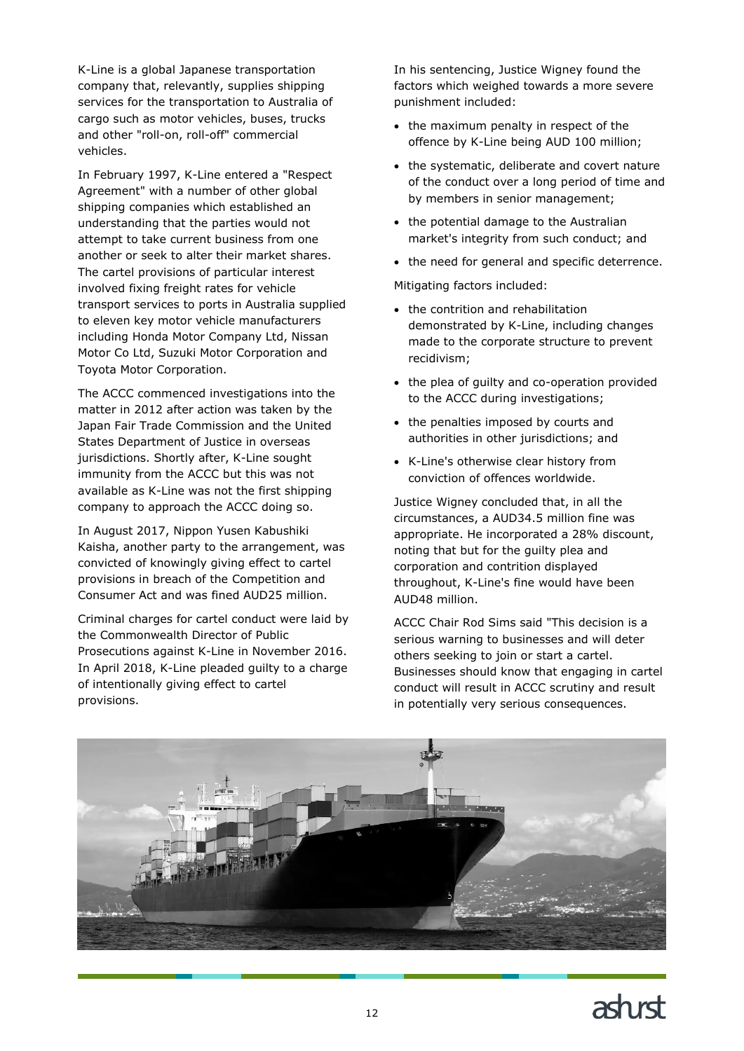K-Line is a global Japanese transportation company that, relevantly, supplies shipping services for the transportation to Australia of cargo such as motor vehicles, buses, trucks and other "roll-on, roll-off" commercial vehicles.

In February 1997, K-Line entered a "Respect Agreement" with a number of other global shipping companies which established an understanding that the parties would not attempt to take current business from one another or seek to alter their market shares. The cartel provisions of particular interest involved fixing freight rates for vehicle transport services to ports in Australia supplied to eleven key motor vehicle manufacturers including Honda Motor Company Ltd, Nissan Motor Co Ltd, Suzuki Motor Corporation and Toyota Motor Corporation.

The ACCC commenced investigations into the matter in 2012 after action was taken by the Japan Fair Trade Commission and the United States Department of Justice in overseas jurisdictions. Shortly after, K-Line sought immunity from the ACCC but this was not available as K-Line was not the first shipping company to approach the ACCC doing so.

In August 2017, Nippon Yusen Kabushiki Kaisha, another party to the arrangement, was convicted of knowingly giving effect to cartel provisions in breach of the Competition and Consumer Act and was fined AUD25 million.

Criminal charges for cartel conduct were laid by the Commonwealth Director of Public Prosecutions against K-Line in November 2016. In April 2018, K-Line pleaded guilty to a charge of intentionally giving effect to cartel provisions.

In his sentencing, Justice Wigney found the factors which weighed towards a more severe punishment included:

- the maximum penalty in respect of the offence by K-Line being AUD 100 million;
- the systematic, deliberate and covert nature of the conduct over a long period of time and by members in senior management;
- the potential damage to the Australian market's integrity from such conduct; and
- the need for general and specific deterrence.

Mitigating factors included:

- the contrition and rehabilitation demonstrated by K-Line, including changes made to the corporate structure to prevent recidivism;
- the plea of guilty and co-operation provided to the ACCC during investigations;
- the penalties imposed by courts and authorities in other jurisdictions; and
- K-Line's otherwise clear history from conviction of offences worldwide.

Justice Wigney concluded that, in all the circumstances, a AUD34.5 million fine was appropriate. He incorporated a 28% discount, noting that but for the guilty plea and corporation and contrition displayed throughout, K-Line's fine would have been AUD48 million.

ACCC Chair Rod Sims said "This decision is a serious warning to businesses and will deter others seeking to join or start a cartel. Businesses should know that engaging in cartel conduct will result in ACCC scrutiny and result in potentially very serious consequences.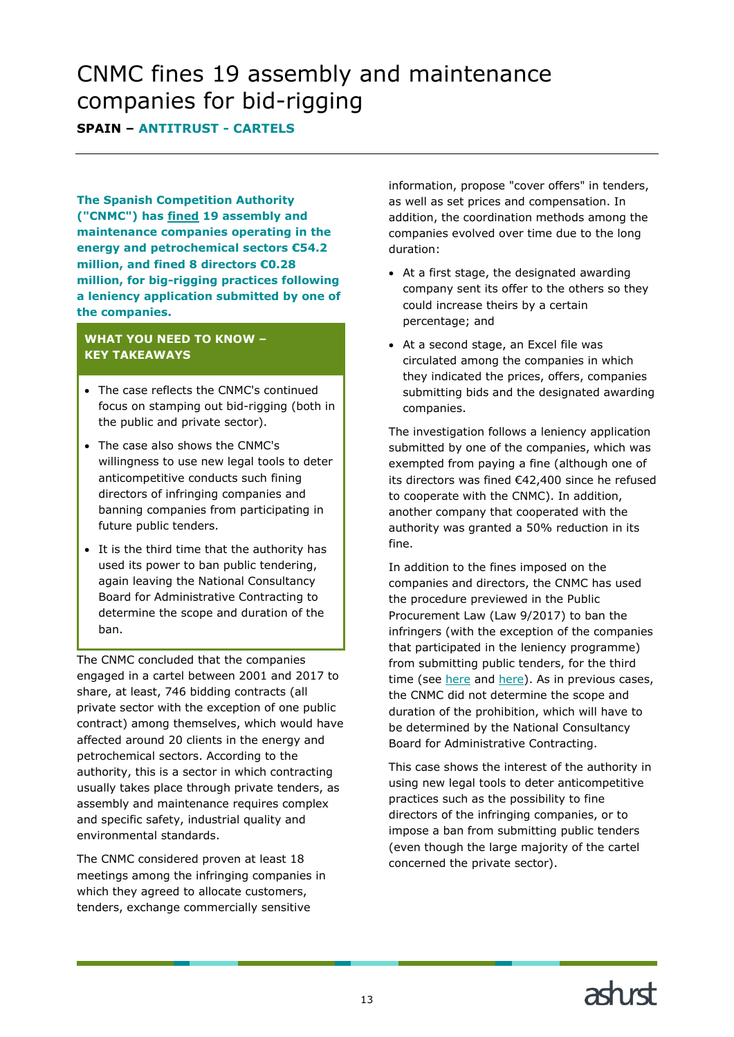# CNMC fines 19 assembly and maintenance companies for bid-rigging

**SPAIN – ANTITRUST - CARTELS**

**The Spanish Competition Authority ("CNMC") has fined 19 assembly and maintenance companies operating in the energy and petrochemical sectors €54.2 million, and fined 8 directors €0.28 million, for big-rigging practices following a leniency application submitted by one of the companies.**

**WHAT YOU NEED TO KNOW – KEY TAKEAWAYS**

- The case reflects the CNMC's continued focus on stamping out bid-rigging (both in the public and private sector).
- The case also shows the CNMC's willingness to use new legal tools to deter anticompetitive conducts such fining directors of infringing companies and banning companies from participating in future public tenders.
- It is the third time that the authority has used its power to ban public tendering, again leaving the National Consultancy Board for Administrative Contracting to determine the scope and duration of the ban.

The CNMC concluded that the companies engaged in a cartel between 2001 and 2017 to share, at least, 746 bidding contracts (all private sector with the exception of one public contract) among themselves, which would have affected around 20 clients in the energy and petrochemical sectors. According to the authority, this is a sector in which contracting usually takes place through private tenders, as assembly and maintenance requires complex and specific safety, industrial quality and environmental standards.

The CNMC considered proven at least 18 meetings among the infringing companies in which they agreed to allocate customers, tenders, exchange commercially sensitive information, propose "cover offers" in tenders, as well as set prices and compensation. In addition, the coordination methods among the companies evolved over time due to the long duration:

- At a first stage, the designated awarding company sent its offer to the others so they could increase theirs by a certain percentage; and
- At a second stage, an Excel file was circulated among the companies in which they indicated the prices, offers, companies submitting bids and the designated awarding companies.

The investigation follows a leniency application submitted by one of the companies, which was exempted from paying a fine (although one of its directors was fined €42,400 since he refused to cooperate with the CNMC). In addition, another company that cooperated with the authority was granted a 50% reduction in its fine.

In addition to the fines imposed on the companies and directors, the CNMC has used the procedure previewed in the Public Procurement Law (Law 9/2017) to ban the infringers (with the exception of the companies that participated in the leniency programme) from submitting public tenders, for the third time (see here and here). As in previous cases, the CNMC did not determine the scope and duration of the prohibition, which will have to be determined by the National Consultancy Board for Administrative Contracting.

This case shows the interest of the authority in using new legal tools to deter anticompetitive practices such as the possibility to fine directors of the infringing companies, or to impose a ban from submitting public tenders (even though the large majority of the cartel concerned the private sector).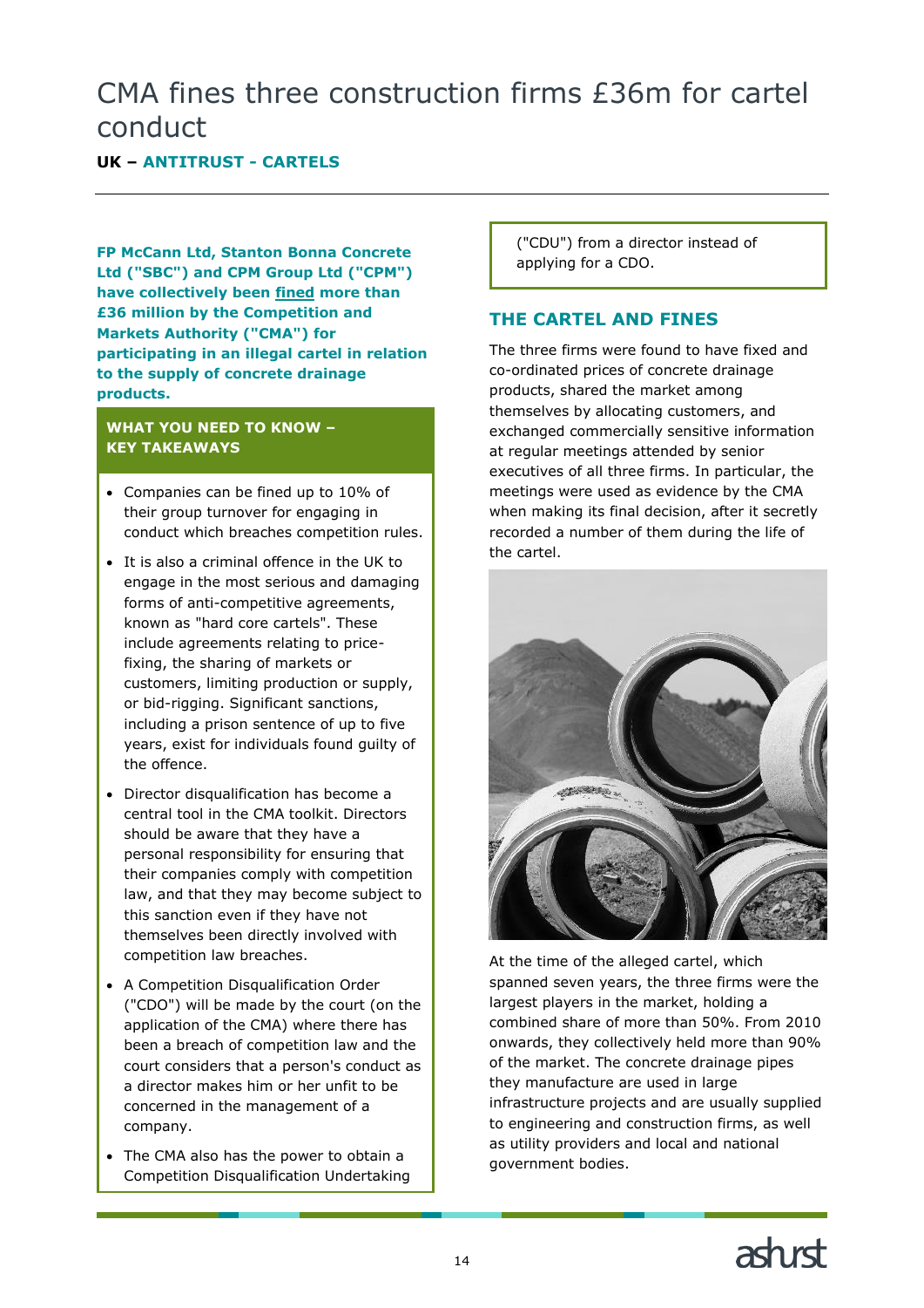# CMA fines three construction firms £36m for cartel conduct

**UK – ANTITRUST - CARTELS**

**FP McCann Ltd, Stanton Bonna Concrete Ltd ("SBC") and CPM Group Ltd ("CPM") have collectively been fined more than £36 million by the Competition and Markets Authority ("CMA") for participating in an illegal cartel in relation to the supply of concrete drainage products.**

**WHAT YOU NEED TO KNOW – KEY TAKEAWAYS**

- Companies can be fined up to 10% of their group turnover for engaging in conduct which breaches competition rules.
- It is also a criminal offence in the UK to engage in the most serious and damaging forms of anti-competitive agreements, known as "hard core cartels". These include agreements relating to price-fixing, the sharing of markets or customers, limiting production or supply, or bid-rigging. Significant sanctions, including a prison sentence of up to five years, exist for individuals found guilty of the offence.
- Director disqualification has become a central tool in the CMA toolkit. Directors should be aware that they have a personal responsibility for ensuring that their companies comply with competition law, and that they may become subject to this sanction even if they have not themselves been directly involved with competition law breaches.
- A Competition Disqualification Order ("CDO") will be made by the court (on the application of the CMA) where there has been a breach of competition law and the court considers that a person's conduct as a director makes him or her unfit to be concerned in the management of a company.
- The CMA also has the power to obtain a Competition Disqualification Undertaking ("CDU") from a director instead of applying for a CDO.

## THE CARTEL AND FINES

The three firms were found to have fixed and co-ordinated prices of concrete drainage products, shared the market among themselves by allocating customers, and exchanged commercially sensitive information at regular meetings attended by senior executives of all three firms. In particular, the meetings were used as evidence by the CMA when making its final decision, after it secretly recorded a number of them during the life of the cartel.

At the time of the alleged cartel, which spanned seven years, the three firms were the largest players in the market, holding a combined share of more than 50%. From 2010 onwards, they collectively held more than 90% of the market. The concrete drainage pipes they manufacture are used in large infrastructure projects and are usually supplied to engineering and construction firms, as well as utility providers and local and national government bodies.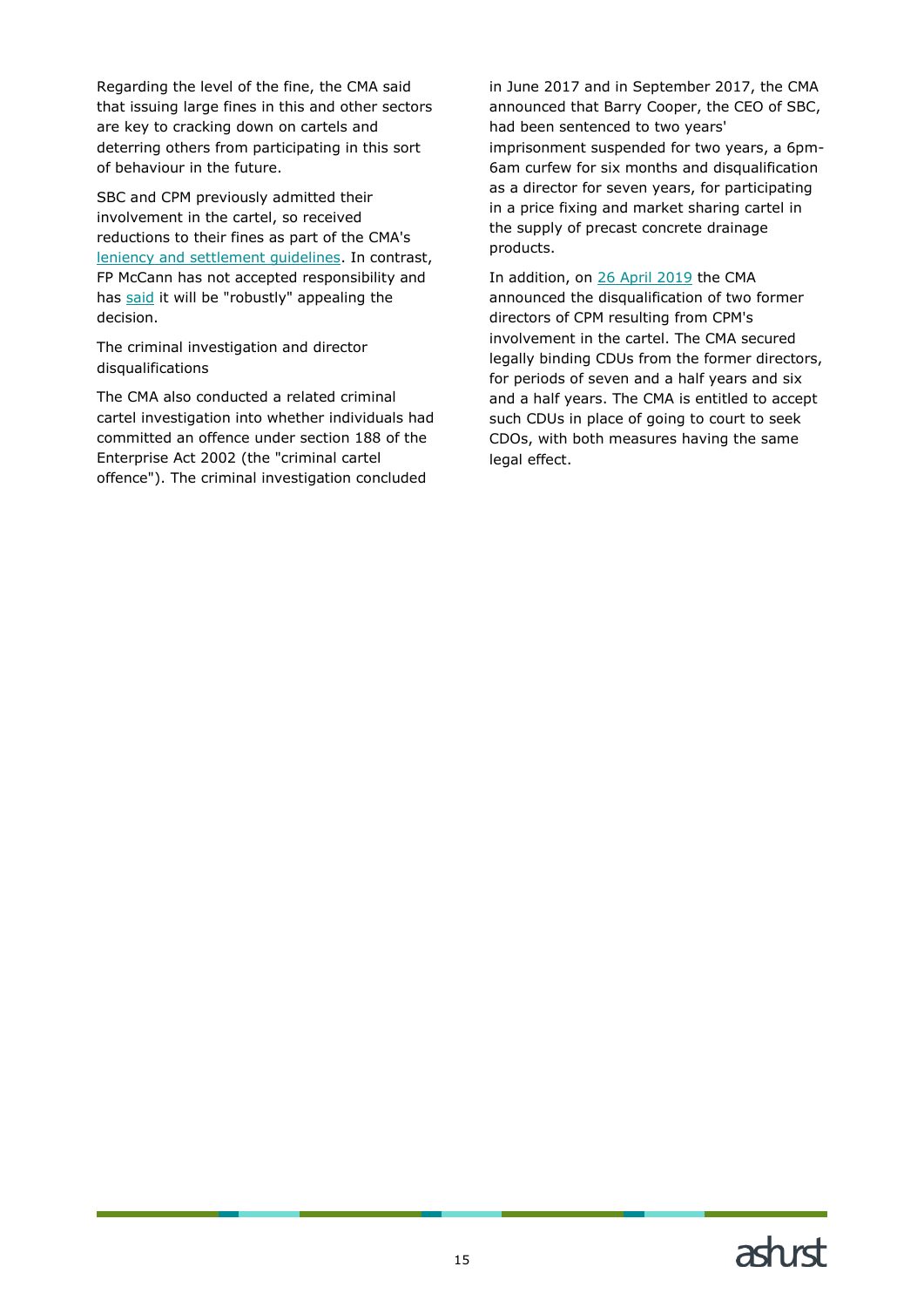Regarding the level of the fine, the CMA said that issuing large fines in this and other sectors are key to cracking down on cartels and deterring others from participating in this sort of behaviour in the future.

SBC and CPM previously admitted their involvement in the cartel, so received reductions to their fines as part of the CMA's leniency and settlement guidelines. In contrast, FP McCann has not accepted responsibility and has said it will be "robustly" appealing the decision.

The criminal investigation and director disqualifications

The CMA also conducted a related criminal cartel investigation into whether individuals had committed an offence under section 188 of the Enterprise Act 2002 (the "criminal cartel offence"). The criminal investigation concluded in June 2017 and in September 2017, the CMA announced that Barry Cooper, the CEO of SBC, had been sentenced to two years' imprisonment suspended for two years, a 6pm-6am curfew for six months and disqualification as a director for seven years, for participating in a price fixing and market sharing cartel in the supply of precast concrete drainage products.

In addition, on 26 April 2019 the CMA announced the disqualification of two former directors of CPM resulting from CPM's involvement in the cartel. The CMA secured legally binding CDUs from the former directors, for periods of seven and a half years and six and a half years. The CMA is entitled to accept such CDUs in place of going to court to seek CDOs, with both measures having the same legal effect.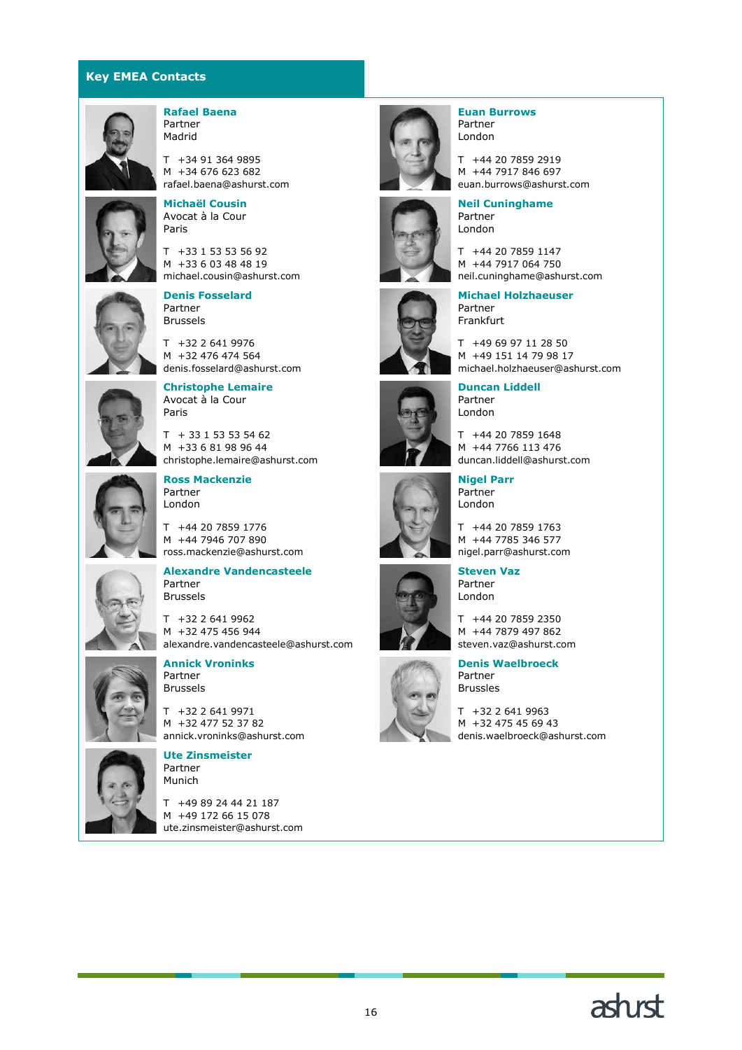## Key EMEA Contacts

**Rafael Baena**
Partner
Madrid

T +34 91 364 9895
M +34 676 623 682
rafael.baena@ashurst.com

**Michaël Cousin**
Avocat à la Cour
Paris

T +33 1 53 53 56 92
M +33 6 03 48 48 19
michael.cousin@ashurst.com

**Denis Fosselard**
Partner
Brussels

T +32 2 641 9976
M +32 476 474 564
denis.fosselard@ashurst.com

**Christophe Lemaire**
Avocat à la Cour
Paris

T + 33 1 53 53 54 62
M +33 6 81 98 96 44
christophe.lemaire@ashurst.com

**Ross Mackenzie**
Partner
London

T +44 20 7859 1776
M +44 7946 707 890
ross.mackenzie@ashurst.com

**Alexandre Vandencasteele**
Partner
Brussels

T +32 2 641 9962
M +32 475 456 944
alexandre.vandencasteele@ashurst.com

**Annick Vroninks**
Partner
Brussels

T +32 2 641 9971
M +32 477 52 37 82
annick.vroninks@ashurst.com

**Ute Zinsmeister**
Partner
Munich

T +49 89 24 44 21 187
M +49 172 66 15 078
ute.zinsmeister@ashurst.com

**Euan Burrows**
Partner
London

T +44 20 7859 2919
M +44 7917 846 697
euan.burrows@ashurst.com

**Neil Cuninghame**
Partner
London

T +44 20 7859 1147
M +44 7917 064 750
neil.cuninghame@ashurst.com

**Michael Holzhaeuser**
Partner
Frankfurt

T +49 69 97 11 28 50
M +49 151 14 79 98 17
michael.holzhaeuser@ashurst.com

**Duncan Liddell**
Partner
London

T +44 20 7859 1648
M +44 7766 113 476
duncan.liddell@ashurst.com

**Nigel Parr**
Partner
London

T +44 20 7859 1763
M +44 7785 346 577
nigel.parr@ashurst.com

**Steven Vaz**
Partner
London

T +44 20 7859 2350
M +44 7879 497 862
steven.vaz@ashurst.com

**Denis Waelbroeck**
Partner
Brussles

T +32 2 641 9963
M +32 475 45 69 43
denis.waelbroeck@ashurst.com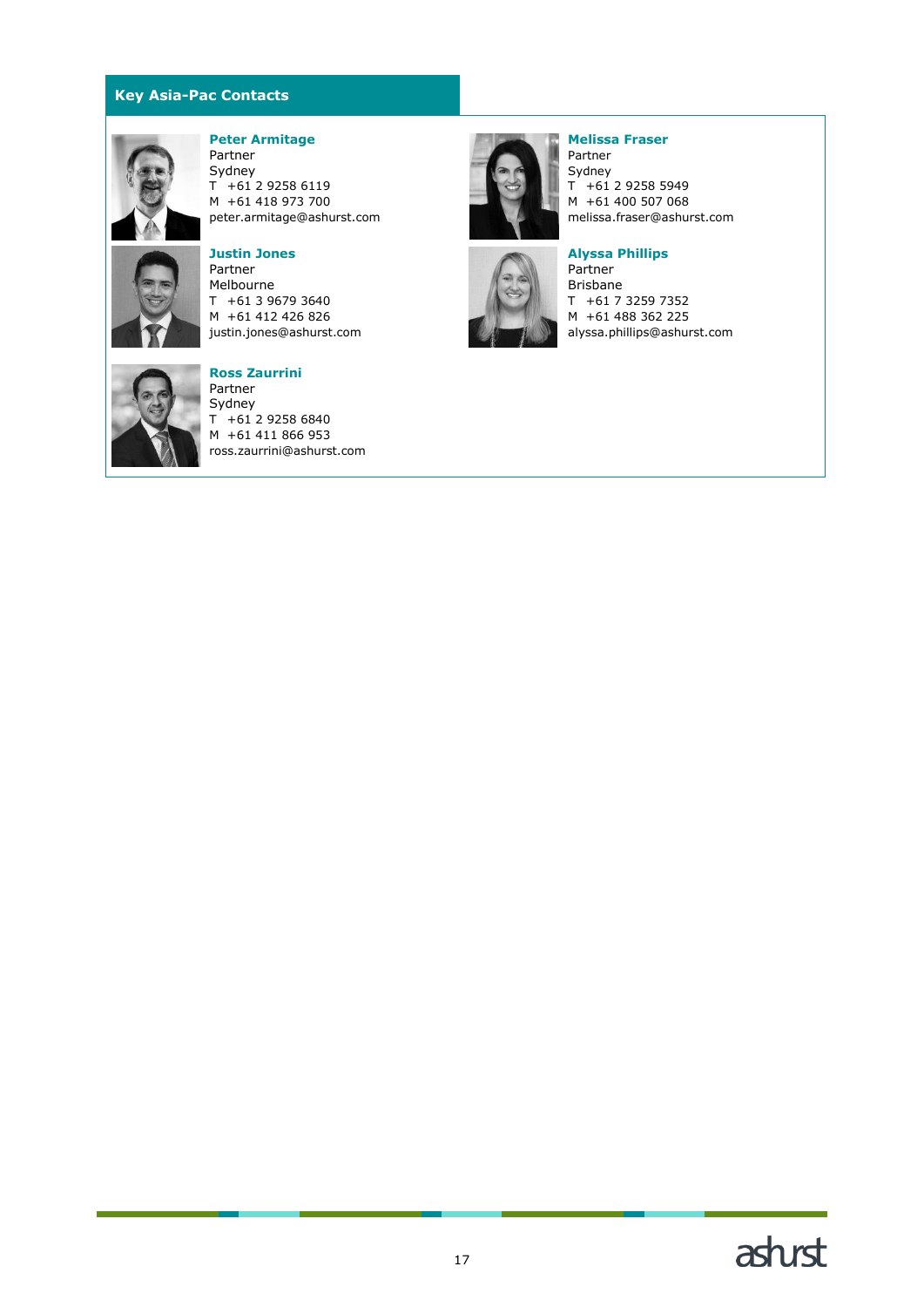## Key Asia-Pac Contacts

**Peter Armitage**
Partner
Sydney
T +61 2 9258 6119
M +61 418 973 700
peter.armitage@ashurst.com

**Melissa Fraser**
Partner
Sydney
T +61 2 9258 5949
M +61 400 507 068
melissa.fraser@ashurst.com

**Justin Jones**
Partner
Melbourne
T +61 3 9679 3640
M +61 412 426 826
justin.jones@ashurst.com

**Alyssa Phillips**
Partner
Brisbane
T +61 7 3259 7352
M +61 488 362 225
alyssa.phillips@ashurst.com

**Ross Zaurrini**
Partner
Sydney
T +61 2 9258 6840
M +61 411 866 953
ross.zaurrini@ashurst.com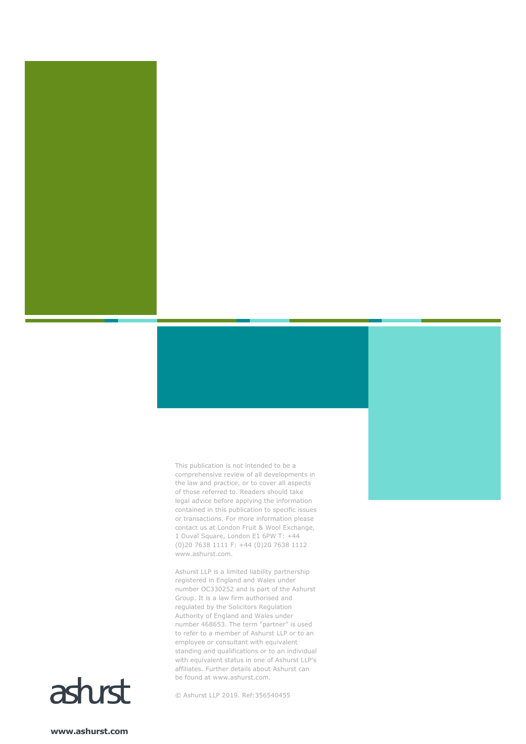This publication is not intended to be a comprehensive review of all developments in the law and practice, or to cover all aspects of those referred to. Readers should take legal advice before applying the information contained in this publication to specific issues or transactions. For more information please contact us at London Fruit & Wool Exchange, 1 Duval Square, London E1 6PW T: +44 (0)20 7638 1111 F: +44 (0)20 7638 1112 www.ashurst.com.

Ashurst LLP is a limited liability partnership registered in England and Wales under number OC330252 and is part of the Ashurst Group. It is a law firm authorised and regulated by the Solicitors Regulation Authority of England and Wales under number 468653. The term "partner" is used to refer to a member of Ashurst LLP or to an employee or consultant with equivalent standing and qualifications or to an individual with equivalent status in one of Ashurst LLP's affiliates. Further details about Ashurst can be found at www.ashurst.com.

© Ashurst LLP 2019. Ref:356540455

ashurst

**www.ashurst.com**